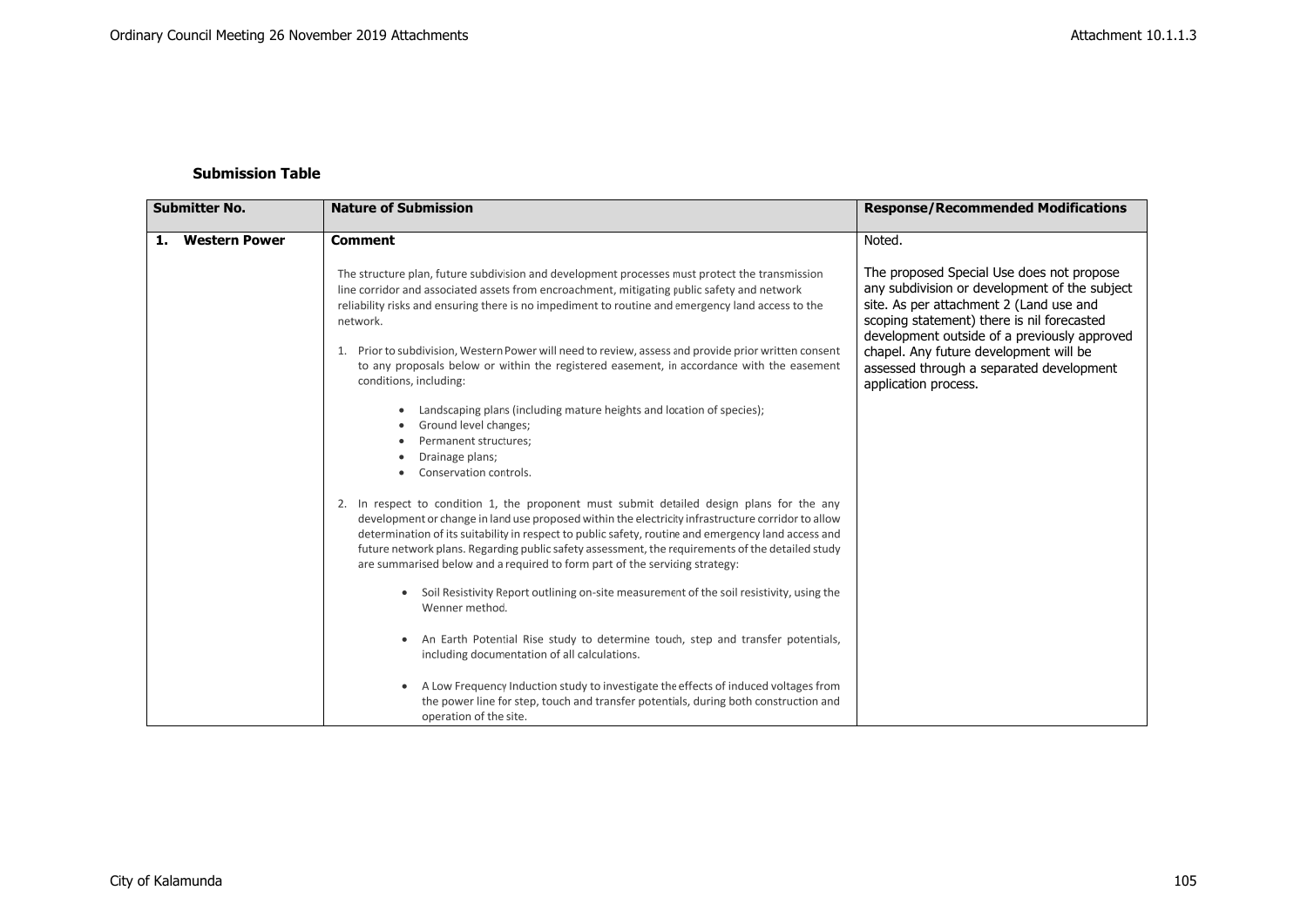**Submission Table**

| Submitter No. | Nature of Submission | Response/Recommended Modifications |
| --- | --- | --- |
| **1. Western Power** | **Comment**<br><br>The structure plan, future subdivision and development processes must protect the transmission line corridor and associated assets from encroachment, mitigating public safety and network reliability risks and ensuring there is no impediment to routine and emergency land access to the network.<br><br>1. Prior to subdivision, Western Power will need to review, assess and provide prior written consent to any proposals below or within the registered easement, in accordance with the easement conditions, including:<br>• Landscaping plans (including mature heights and location of species);<br>• Ground level changes;<br>• Permanent structures;<br>• Drainage plans;<br>• Conservation controls.<br><br>2. In respect to condition 1, the proponent must submit detailed design plans for the any development or change in land use proposed within the electricity infrastructure corridor to allow determination of its suitability in respect to public safety, routine and emergency land access and future network plans. Regarding public safety assessment, the requirements of the detailed study are summarised below and a required to form part of the servicing strategy:<br>• Soil Resistivity Report outlining on-site measurement of the soil resistivity, using the Wenner method.<br>• An Earth Potential Rise study to determine touch, step and transfer potentials, including documentation of all calculations.<br>• A Low Frequency Induction study to investigate the effects of induced voltages from the power line for step, touch and transfer potentials, during both construction and operation of the site. | Noted.<br><br>The proposed Special Use does not propose any subdivision or development of the subject site. As per attachment 2 (Land use and scoping statement) there is nil forecasted development outside of a previously approved chapel. Any future development will be assessed through a separated development application process. |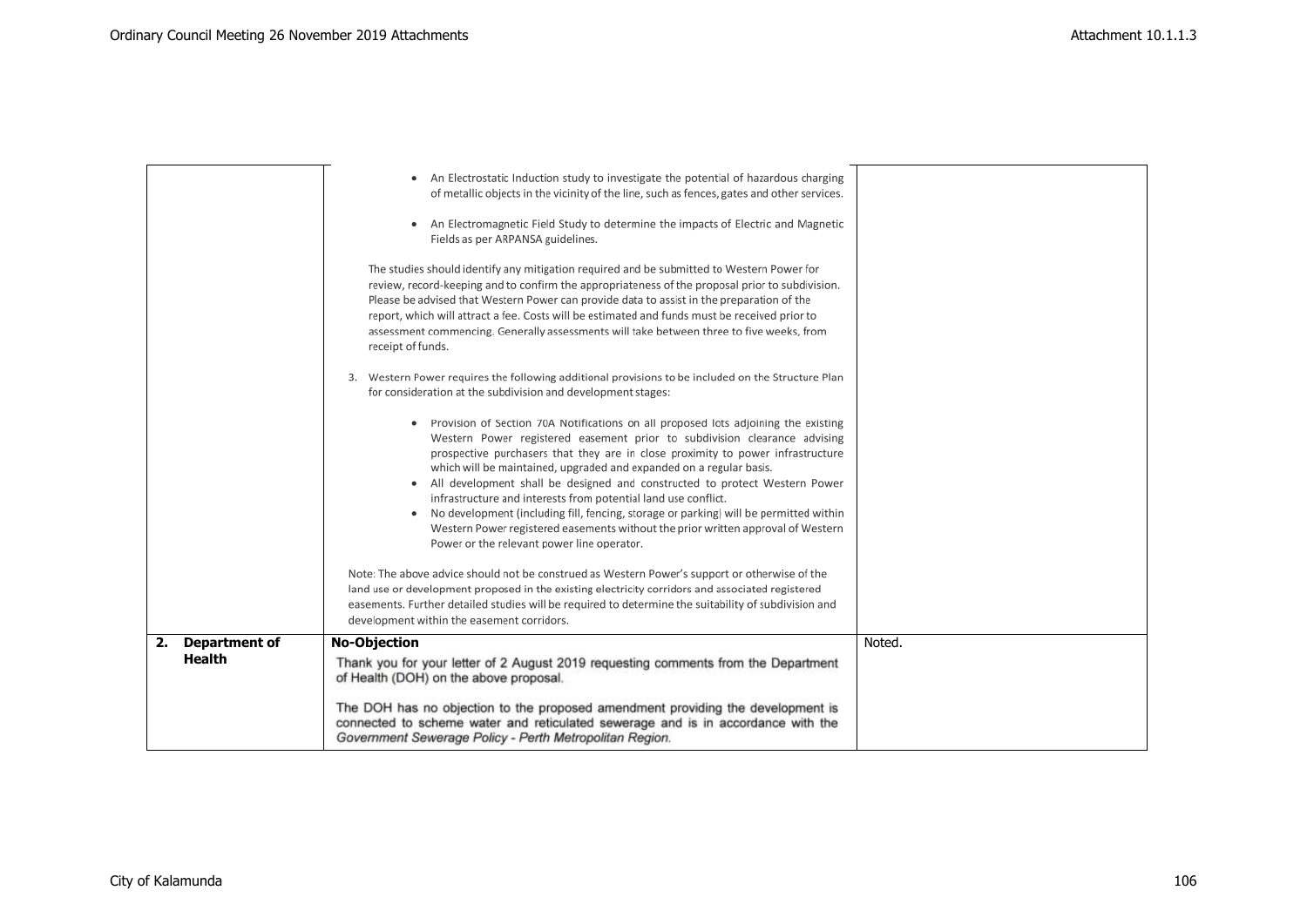| | | |
|---|---|---|
| | • An Electrostatic Induction study to investigate the potential of hazardous charging of metallic objects in the vicinity of the line, such as fences, gates and other services.<br><br>• An Electromagnetic Field Study to determine the impacts of Electric and Magnetic Fields as per ARPANSA guidelines.<br><br>The studies should identify any mitigation required and be submitted to Western Power for review, record-keeping and to confirm the appropriateness of the proposal prior to subdivision. Please be advised that Western Power can provide data to assist in the preparation of the report, which will attract a fee. Costs will be estimated and funds must be received prior to assessment commencing. Generally assessments will take between three to five weeks, from receipt of funds.<br><br>3. Western Power requires the following additional provisions to be included on the Structure Plan for consideration at the subdivision and development stages:<br><br>• Provision of Section 70A Notifications on all proposed lots adjoining the existing Western Power registered easement prior to subdivision clearance advising prospective purchasers that they are in close proximity to power infrastructure which will be maintained, upgraded and expanded on a regular basis.<br>• All development shall be designed and constructed to protect Western Power infrastructure and interests from potential land use conflict.<br>• No development (including fill, fencing, storage or parking) will be permitted within Western Power registered easements without the prior written approval of Western Power or the relevant power line operator.<br><br>Note: The above advice should not be construed as Western Power's support or otherwise of the land use or development proposed in the existing electricity corridors and associated registered easements. Further detailed studies will be required to determine the suitability of subdivision and development within the easement corridors. | |
| **2. Department of Health** | **No-Objection**<br><br>Thank you for your letter of 2 August 2019 requesting comments from the Department of Health (DOH) on the above proposal.<br><br>The DOH has no objection to the proposed amendment providing the development is connected to scheme water and reticulated sewerage and is in accordance with the *Government Sewerage Policy - Perth Metropolitan Region*. | Noted. |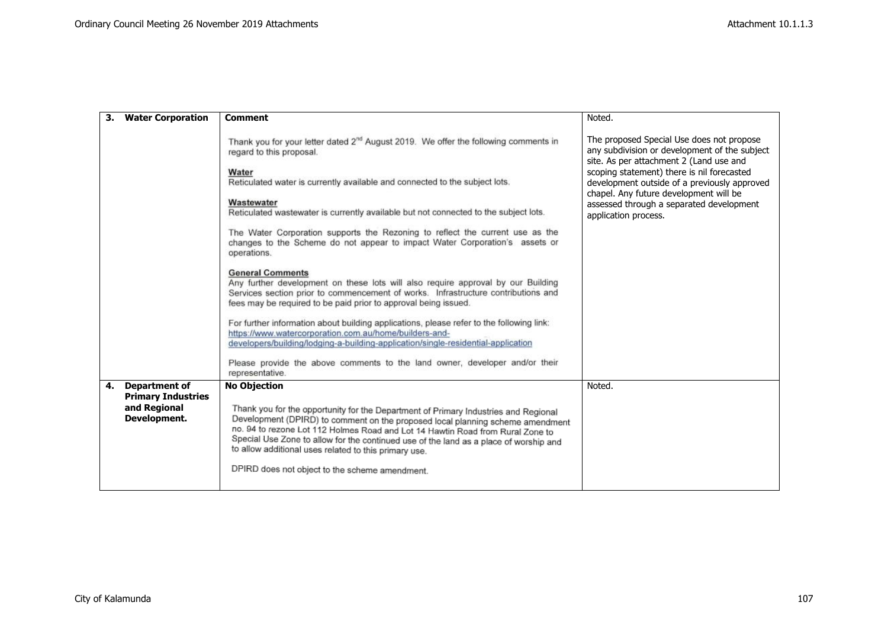| 3. Water Corporation | **Comment**<br><br>Thank you for your letter dated 2nd August 2019. We offer the following comments in regard to this proposal.<br><br>**Water**<br>Reticulated water is currently available and connected to the subject lots.<br><br>**Wastewater**<br>Reticulated wastewater is currently available but not connected to the subject lots.<br><br>The Water Corporation supports the Rezoning to reflect the current use as the changes to the Scheme do not appear to impact Water Corporation's assets or operations.<br><br>**General Comments**<br>Any further development on these lots will also require approval by our Building Services section prior to commencement of works. Infrastructure contributions and fees may be required to be paid prior to approval being issued.<br><br>For further information about building applications, please refer to the following link: https://www.watercorporation.com.au/home/builders-and-developers/building/lodging-a-building-application/single-residential-application<br><br>Please provide the above comments to the land owner, developer and/or their representative. | Noted.<br><br>The proposed Special Use does not propose any subdivision or development of the subject site. As per attachment 2 (Land use and scoping statement) there is nil forecasted development outside of a previously approved chapel. Any future development will be assessed through a separated development application process. |
|---|---|---|
| 4. Department of Primary Industries and Regional Development. | **No Objection**<br><br>Thank you for the opportunity for the Department of Primary Industries and Regional Development (DPIRD) to comment on the proposed local planning scheme amendment no. 94 to rezone Lot 112 Holmes Road and Lot 14 Hawtin Road from Rural Zone to Special Use Zone to allow for the continued use of the land as a place of worship and to allow additional uses related to this primary use.<br><br>DPIRD does not object to the scheme amendment. | Noted. |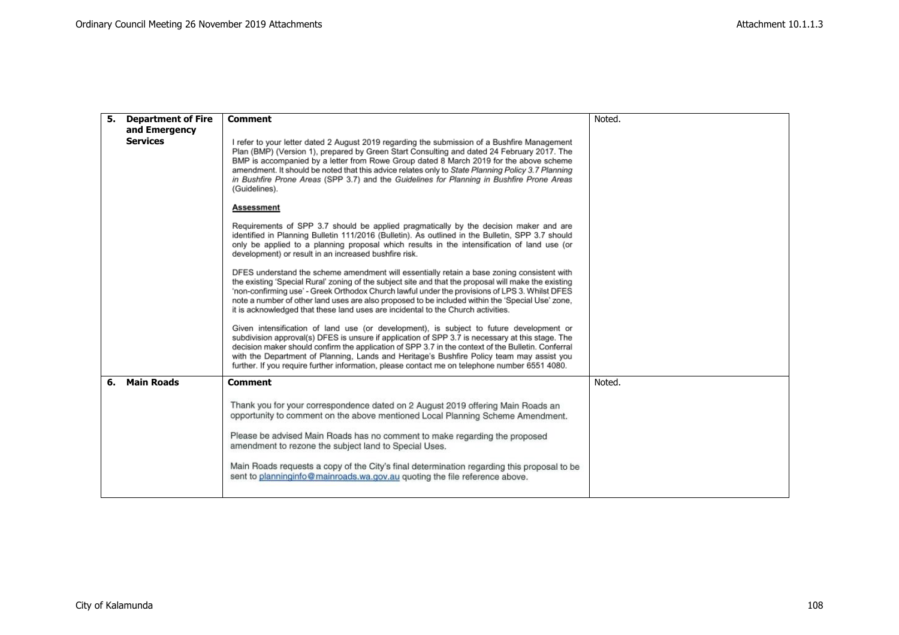| | | |
|---|---|---|
| **5. Department of Fire and Emergency Services** | **Comment**<br><br>I refer to your letter dated 2 August 2019 regarding the submission of a Bushfire Management Plan (BMP) (Version 1), prepared by Green Start Consulting and dated 24 February 2017. The BMP is accompanied by a letter from Rowe Group dated 8 March 2019 for the above scheme amendment. It should be noted that this advice relates only to *State Planning Policy 3.7 Planning in Bushfire Prone Areas* (SPP 3.7) and the *Guidelines for Planning in Bushfire Prone Areas* (Guidelines).<br><br>**Assessment**<br><br>Requirements of SPP 3.7 should be applied pragmatically by the decision maker and are identified in Planning Bulletin 111/2016 (Bulletin). As outlined in the Bulletin, SPP 3.7 should only be applied to a planning proposal which results in the intensification of land use (or development) or result in an increased bushfire risk.<br><br>DFES understand the scheme amendment will essentially retain a base zoning consistent with the existing 'Special Rural' zoning of the subject site and that the proposal will make the existing 'non-confirming use' - Greek Orthodox Church lawful under the provisions of LPS 3. Whilst DFES note a number of other land uses are also proposed to be included within the 'Special Use' zone, it is acknowledged that these land uses are incidental to the Church activities.<br><br>Given intensification of land use (or development), is subject to future development or subdivision approval(s) DFES is unsure if application of SPP 3.7 is necessary at this stage. The decision maker should confirm the application of SPP 3.7 in the context of the Bulletin. Conferral with the Department of Planning, Lands and Heritage's Bushfire Policy team may assist you further. If you require further information, please contact me on telephone number 6551 4080. | Noted. |
| **6. Main Roads** | **Comment**<br><br>Thank you for your correspondence dated on 2 August 2019 offering Main Roads an opportunity to comment on the above mentioned Local Planning Scheme Amendment.<br><br>Please be advised Main Roads has no comment to make regarding the proposed amendment to rezone the subject land to Special Uses.<br><br>Main Roads requests a copy of the City's final determination regarding this proposal to be sent to planninginfo@mainroads.wa.gov.au quoting the file reference above. | Noted. |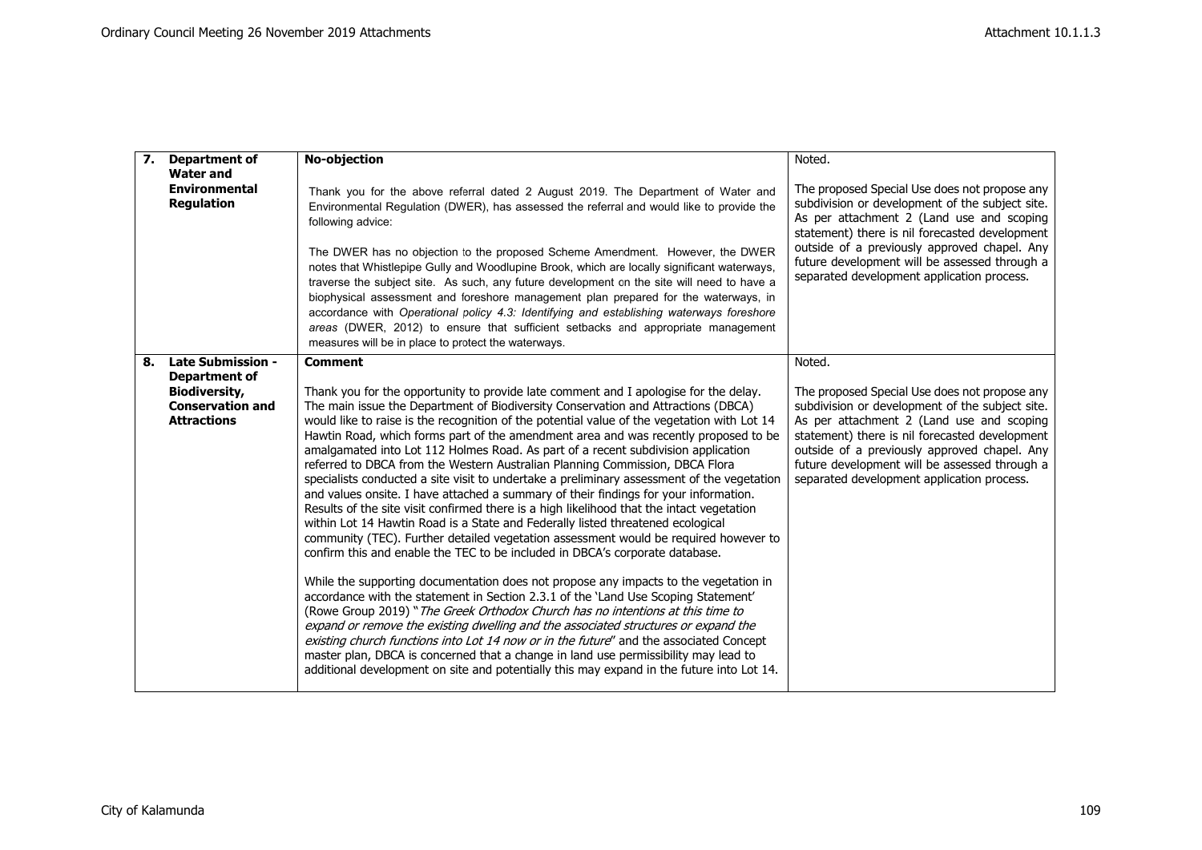| | | | |
|---|---|---|---|
| **7.** | **Department of Water and Environmental Regulation** | **No-objection**<br><br>Thank you for the above referral dated 2 August 2019. The Department of Water and Environmental Regulation (DWER), has assessed the referral and would like to provide the following advice:<br><br>The DWER has no objection to the proposed Scheme Amendment. However, the DWER notes that Whistlepipe Gully and Woodlupine Brook, which are locally significant waterways, traverse the subject site. As such, any future development on the site will need to have a biophysical assessment and foreshore management plan prepared for the waterways, in accordance with *Operational policy 4.3: Identifying and establishing waterways foreshore areas* (DWER, 2012) to ensure that sufficient setbacks and appropriate management measures will be in place to protect the waterways. | Noted.<br><br>The proposed Special Use does not propose any subdivision or development of the subject site. As per attachment 2 (Land use and scoping statement) there is nil forecasted development outside of a previously approved chapel. Any future development will be assessed through a separated development application process. |
| **8.** | **Late Submission - Department of Biodiversity, Conservation and Attractions** | **Comment**<br><br>Thank you for the opportunity to provide late comment and I apologise for the delay. The main issue the Department of Biodiversity Conservation and Attractions (DBCA) would like to raise is the recognition of the potential value of the vegetation with Lot 14 Hawtin Road, which forms part of the amendment area and was recently proposed to be amalgamated into Lot 112 Holmes Road. As part of a recent subdivision application referred to DBCA from the Western Australian Planning Commission, DBCA Flora specialists conducted a site visit to undertake a preliminary assessment of the vegetation and values onsite. I have attached a summary of their findings for your information. Results of the site visit confirmed there is a high likelihood that the intact vegetation within Lot 14 Hawtin Road is a State and Federally listed threatened ecological community (TEC). Further detailed vegetation assessment would be required however to confirm this and enable the TEC to be included in DBCA's corporate database.<br><br>While the supporting documentation does not propose any impacts to the vegetation in accordance with the statement in Section 2.3.1 of the 'Land Use Scoping Statement' (Rowe Group 2019) "*The Greek Orthodox Church has no intentions at this time to expand or remove the existing dwelling and the associated structures or expand the existing church functions into Lot 14 now or in the future*" and the associated Concept master plan, DBCA is concerned that a change in land use permissibility may lead to additional development on site and potentially this may expand in the future into Lot 14. | Noted.<br><br>The proposed Special Use does not propose any subdivision or development of the subject site. As per attachment 2 (Land use and scoping statement) there is nil forecasted development outside of a previously approved chapel. Any future development will be assessed through a separated development application process. |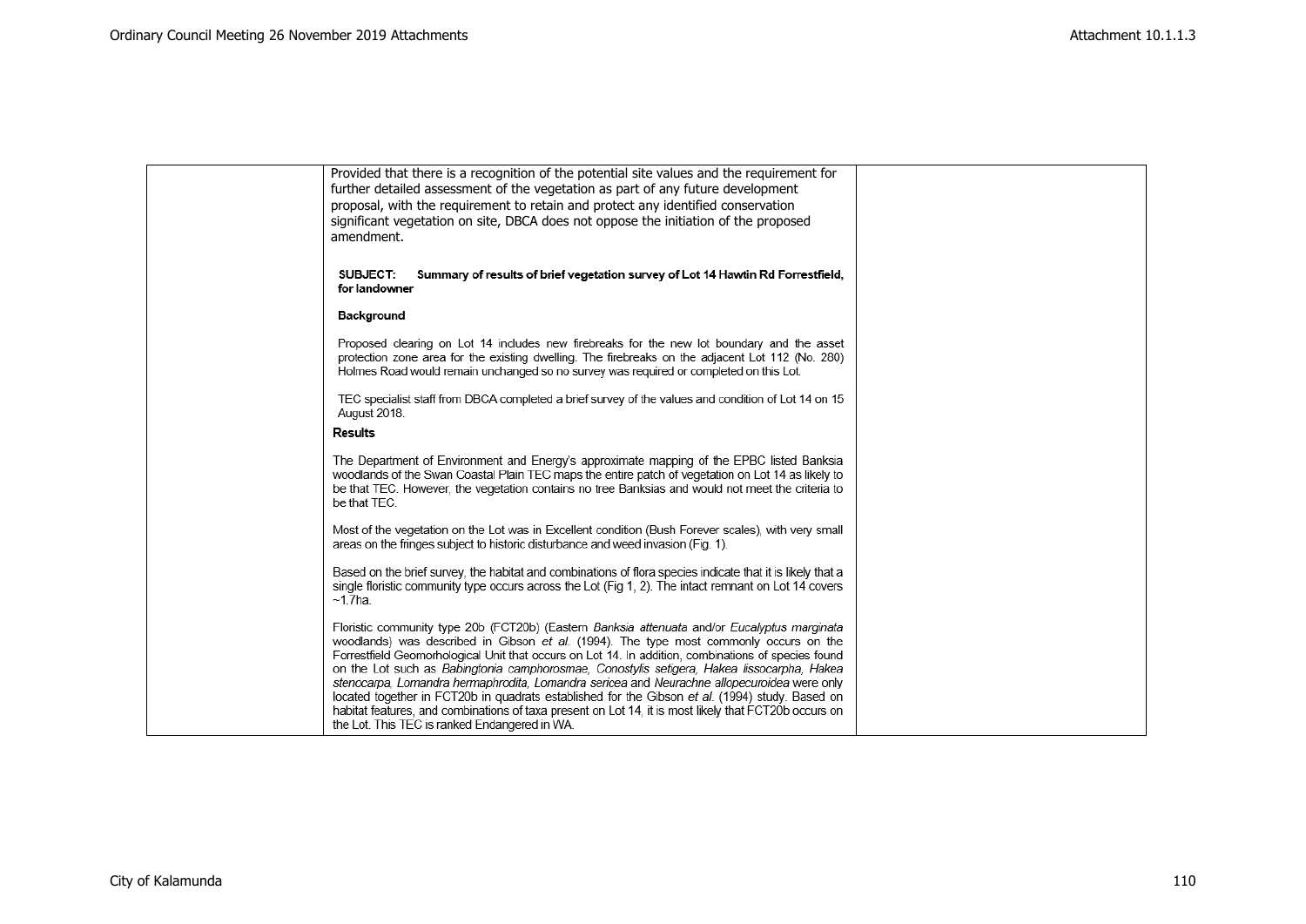| | | |
|---|---|---|
| | Provided that there is a recognition of the potential site values and the requirement for further detailed assessment of the vegetation as part of any future development proposal, with the requirement to retain and protect any identified conservation significant vegetation on site, DBCA does not oppose the initiation of the proposed amendment.<br><br>**SUBJECT: Summary of results of brief vegetation survey of Lot 14 Hawtin Rd Forrestfield, for landowner**<br><br>**Background**<br><br>Proposed clearing on Lot 14 includes new firebreaks for the new lot boundary and the asset protection zone area for the existing dwelling. The firebreaks on the adjacent Lot 112 (No. 280) Holmes Road would remain unchanged so no survey was required or completed on this Lot.<br><br>TEC specialist staff from DBCA completed a brief survey of the values and condition of Lot 14 on 15 August 2018.<br><br>**Results**<br><br>The Department of Environment and Energy's approximate mapping of the EPBC listed Banksia woodlands of the Swan Coastal Plain TEC maps the entire patch of vegetation on Lot 14 as likely to be that TEC. However, the vegetation contains no tree Banksias and would not meet the criteria to be that TEC.<br><br>Most of the vegetation on the Lot was in Excellent condition (Bush Forever scales), with very small areas on the fringes subject to historic disturbance and weed invasion (Fig. 1).<br><br>Based on the brief survey, the habitat and combinations of flora species indicate that it is likely that a single floristic community type occurs across the Lot (Fig 1, 2). The intact remnant on Lot 14 covers ~1.7ha.<br><br>Floristic community type 20b (FCT20b) (Eastern *Banksia attenuata* and/or *Eucalyptus marginata* woodlands) was described in Gibson *et al.* (1994). The type most commonly occurs on the Forrestfield Geomorhological Unit that occurs on Lot 14. In addition, combinations of species found on the Lot such as *Babingtonia camphorosmae, Conostylis setigera, Hakea lissocarpha, Hakea stenocarpa, Lomandra hermaphrodita, Lomandra sericea* and *Neurachne allopecuroidea* were only located together in FCT20b in quadrats established for the Gibson *et al.* (1994) study. Based on habitat features, and combinations of taxa present on Lot 14, it is most likely that FCT20b occurs on the Lot. This TEC is ranked Endangered in WA. | |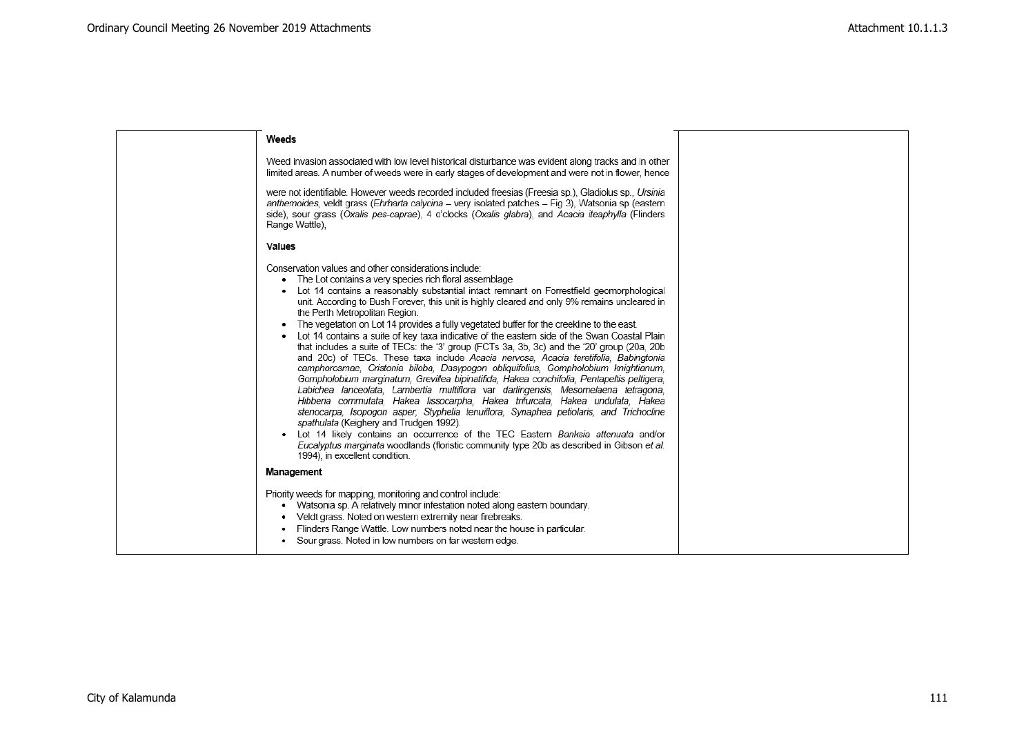**Weeds**

Weed invasion associated with low level historical disturbance was evident along tracks and in other limited areas. A number of weeds were in early stages of development and were not in flower, hence

were not identifiable. However weeds recorded included freesias (Freesia sp.), Gladiolus sp., *Ursinia anthemoides*, veldt grass (*Ehrharta calycina* – very isolated patches – Fig 3), Watsonia sp (eastern side), sour grass (*Oxalis pes-caprae*), 4 o'clocks (*Oxalis glabra*), and *Acacia iteaphylla* (Flinders Range Wattle),

**Values**

Conservation values and other considerations include:

- The Lot contains a very species rich floral assemblage
- Lot 14 contains a reasonably substantial intact remnant on Forrestfield geomorphological unit. According to Bush Forever, this unit is highly cleared and only 9% remains uncleared in the Perth Metropolitan Region.
- The vegetation on Lot 14 provides a fully vegetated buffer for the creekline to the east.
- Lot 14 contains a suite of key taxa indicative of the eastern side of the Swan Coastal Plain that includes a suite of TECs: the '3' group (FCTs 3a, 3b, 3c) and the '20' group (20a, 20b and 20c) of TECs. These taxa include *Acacia nervosa, Acacia teretifolia, Babingtonia camphorosmae, Cristonia biloba, Dasypogon obliquifolius, Gompholobium knightianum, Gompholobium marginatum, Grevillea bipinatifida, Hakea conchifolia, Pentapeltis peltigera, Labichea lanceolata, Lambertia multiflora* var *darlingensis, Mesomelaena tetragona, Hibberia commutata, Hakea lissocarpha, Hakea trifurcata, Hakea undulata, Hakea stenocarpa, Isopogon asper, Styphelia tenuiflora, Synaphea petiolaris, and Trichocline spathulata* (Keighery and Trudgen 1992).
- Lot 14 likely contains an occurrence of the TEC Eastern *Banksia attenuata* and/or *Eucalyptus marginata* woodlands (floristic community type 20b as described in Gibson *et al.* 1994), in excellent condition.

**Management**

Priority weeds for mapping, monitoring and control include:

- Watsonia sp. A relatively minor infestation noted along eastern boundary.
- Veldt grass. Noted on western extremity near firebreaks.
- Flinders Range Wattle. Low numbers noted near the house in particular.
- Sour grass. Noted in low numbers on far western edge.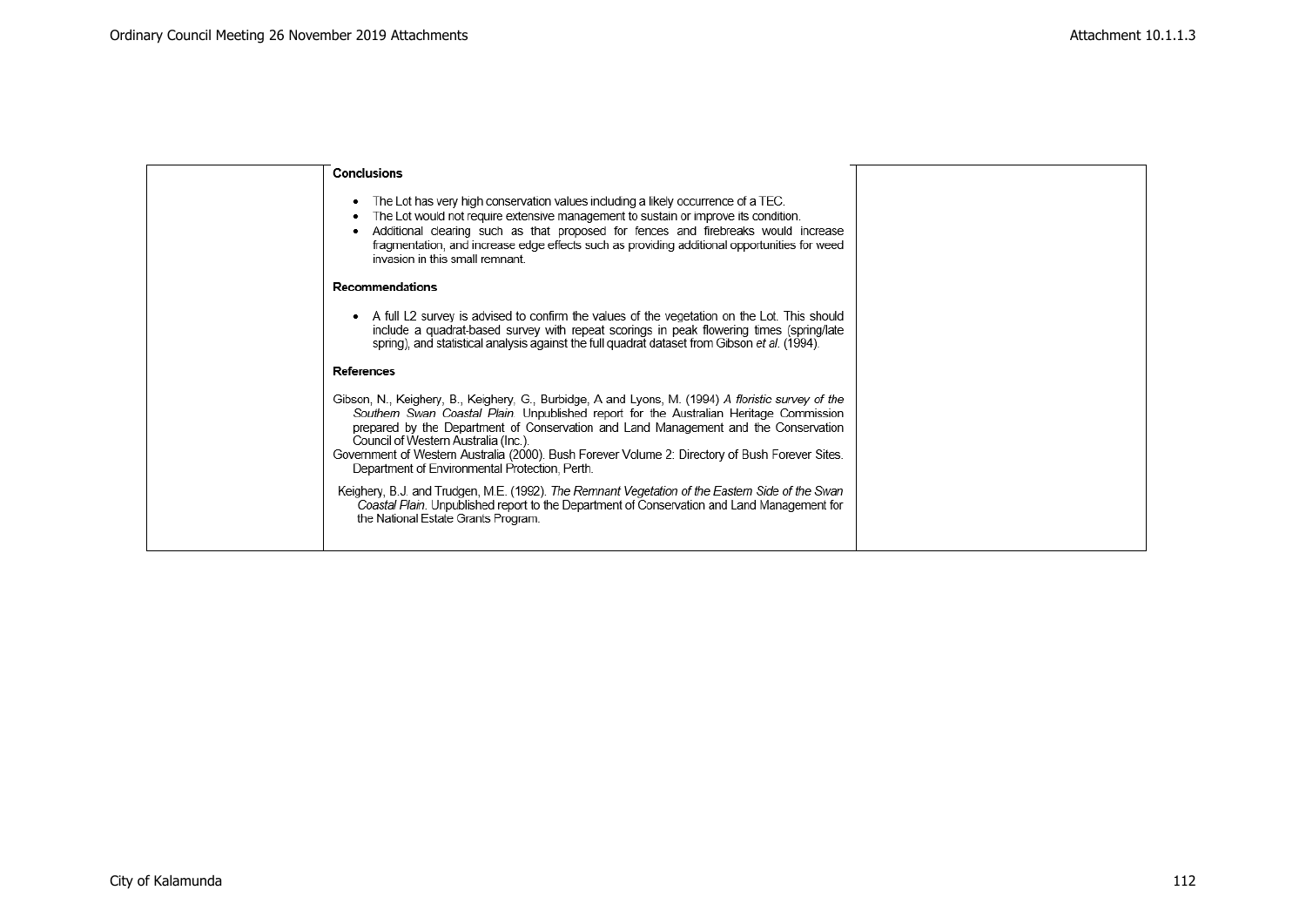**Conclusions**

- The Lot has very high conservation values including a likely occurrence of a TEC.
- The Lot would not require extensive management to sustain or improve its condition.
- Additional clearing such as that proposed for fences and firebreaks would increase fragmentation, and increase edge effects such as providing additional opportunities for weed invasion in this small remnant.

**Recommendations**

- A full L2 survey is advised to confirm the values of the vegetation on the Lot. This should include a quadrat-based survey with repeat scorings in peak flowering times (spring/late spring), and statistical analysis against the full quadrat dataset from Gibson *et al*. (1994).

**References**

Gibson, N., Keighery, B., Keighery, G., Burbidge, A and Lyons, M. (1994) *A floristic survey of the Southern Swan Coastal Plain*. Unpublished report for the Australian Heritage Commission prepared by the Department of Conservation and Land Management and the Conservation Council of Western Australia (Inc.).

Government of Western Australia (2000). Bush Forever Volume 2: Directory of Bush Forever Sites. Department of Environmental Protection, Perth.

Keighery, B.J. and Trudgen, M.E. (1992). *The Remnant Vegetation of the Eastern Side of the Swan Coastal Plain*. Unpublished report to the Department of Conservation and Land Management for the National Estate Grants Program.